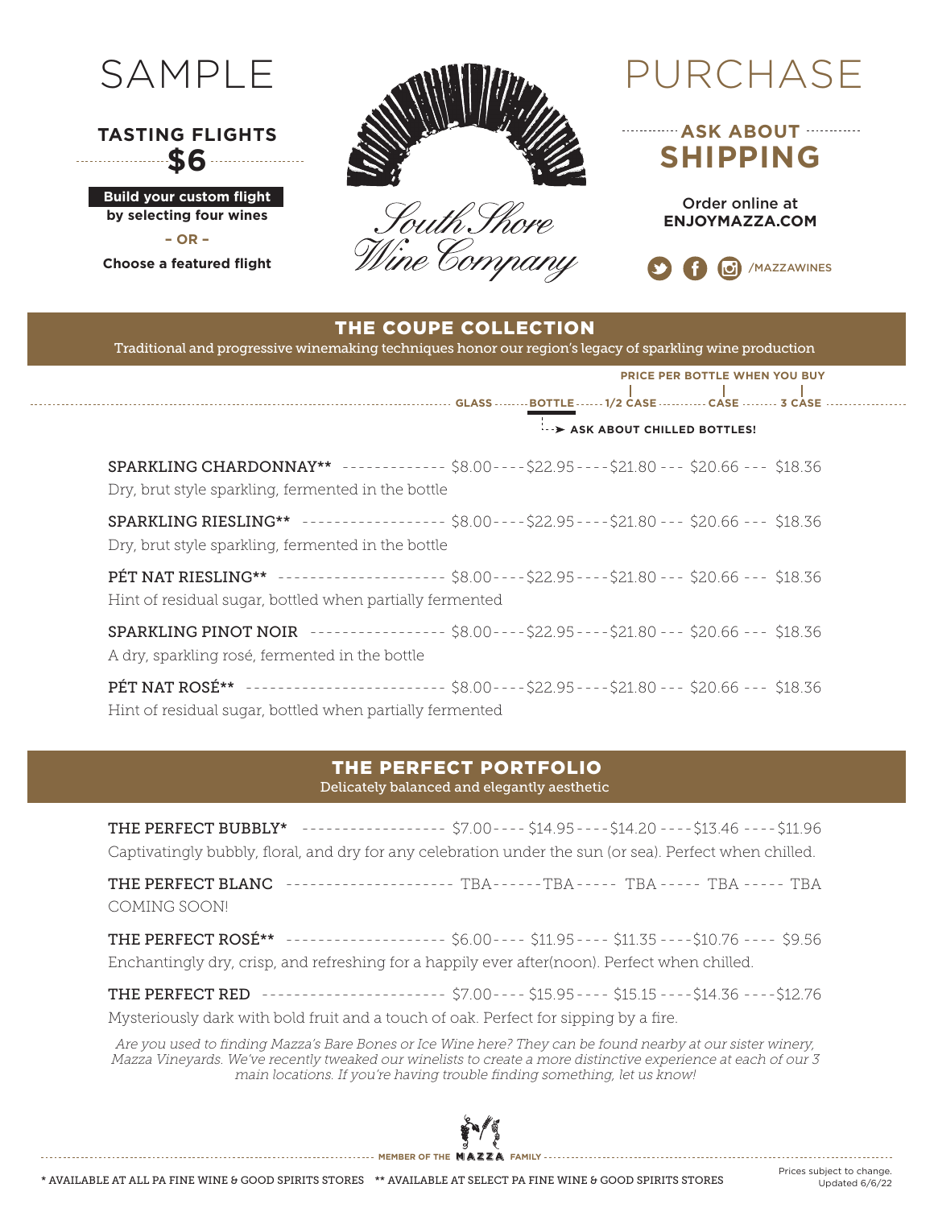# SAMPLE

**TASTING FLIGHTS**
**$6**

**Build your custom flight by selecting four wines**

**– OR –**

**Choose a featured flight**

South Shore Wine Company

# PURCHASE

**ASK ABOUT SHIPPING**

Order online at **ENJOYMAZZA.COM**

/MAZZAWINES

## THE COUPE COLLECTION

Traditional and progressive winemaking techniques honor our region's legacy of sparkling wine production

PRICE PER BOTTLE WHEN YOU BUY

ASK ABOUT CHILLED BOTTLES!

| Wine | GLASS | BOTTLE | 1/2 CASE | CASE | 3 CASE |
|---|---|---|---|---|---|
| SPARKLING CHARDONNAY** <br> Dry, brut style sparkling, fermented in the bottle | $8.00 | $22.95 | $21.80 | $20.66 | $18.36 |
| SPARKLING RIESLING** <br> Dry, brut style sparkling, fermented in the bottle | $8.00 | $22.95 | $21.80 | $20.66 | $18.36 |
| PÉT NAT RIESLING** <br> Hint of residual sugar, bottled when partially fermented | $8.00 | $22.95 | $21.80 | $20.66 | $18.36 |
| SPARKLING PINOT NOIR <br> A dry, sparkling rosé, fermented in the bottle | $8.00 | $22.95 | $21.80 | $20.66 | $18.36 |
| PÉT NAT ROSÉ** <br> Hint of residual sugar, bottled when partially fermented | $8.00 | $22.95 | $21.80 | $20.66 | $18.36 |

## THE PERFECT PORTFOLIO

Delicately balanced and elegantly aesthetic

| Wine | GLASS | BOTTLE | 1/2 CASE | CASE | 3 CASE |
|---|---|---|---|---|---|
| THE PERFECT BUBBLY* <br> Captivatingly bubbly, floral, and dry for any celebration under the sun (or sea). Perfect when chilled. | $7.00 | $14.95 | $14.20 | $13.46 | $11.96 |
| THE PERFECT BLANC <br> COMING SOON! | TBA | TBA | TBA | TBA | TBA |
| THE PERFECT ROSÉ** <br> Enchantingly dry, crisp, and refreshing for a happily ever after(noon). Perfect when chilled. | $6.00 | $11.95 | $11.35 | $10.76 | $9.56 |
| THE PERFECT RED <br> Mysteriously dark with bold fruit and a touch of oak. Perfect for sipping by a fire. | $7.00 | $15.95 | $15.15 | $14.36 | $12.76 |

*Are you used to finding Mazza's Bare Bones or Ice Wine here? They can be found nearby at our sister winery, Mazza Vineyards. We've recently tweaked our winelists to create a more distinctive experience at each of our 3 main locations. If you're having trouble finding something, let us know!*

MEMBER OF THE MAZZA FAMILY

\* AVAILABLE AT ALL PA FINE WINE & GOOD SPIRITS STORES ** AVAILABLE AT SELECT PA FINE WINE & GOOD SPIRITS STORES

Prices subject to change. Updated 6/6/22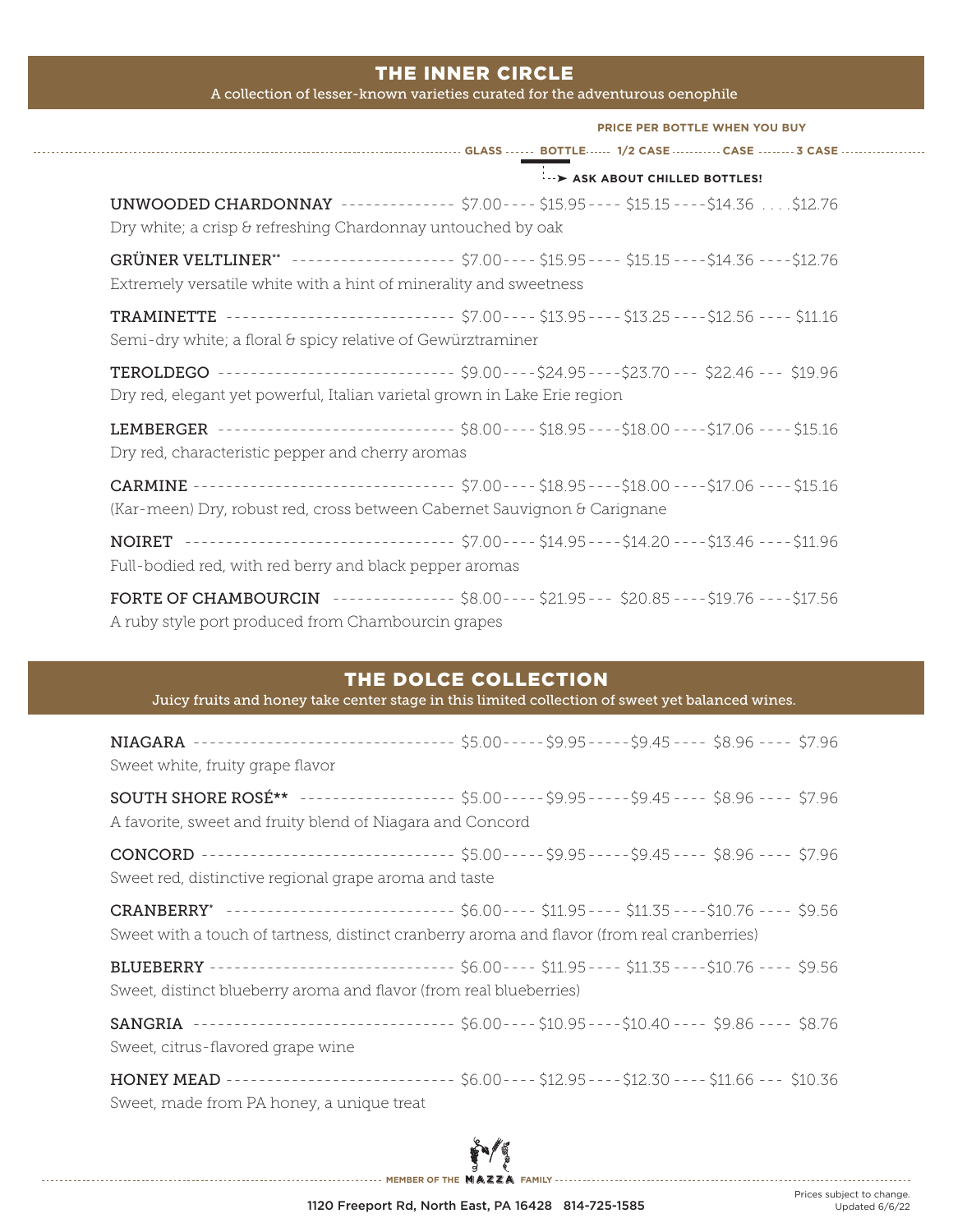## THE INNER CIRCLE

A collection of lesser-known varieties curated for the adventurous oenophile

| | GLASS | BOTTLE | 1/2 CASE | CASE | 3 CASE |
|---|---|---|---|---|---|
| | | | PRICE PER BOTTLE WHEN YOU BUY | | |
| | | ASK ABOUT CHILLED BOTTLES! | | | |
| **UNWOODED CHARDONNAY** Dry white; a crisp & refreshing Chardonnay untouched by oak | $7.00 | $15.95 | $15.15 | $14.36 | $12.76 |
| **GRÜNER VELTLINER**** Extremely versatile white with a hint of minerality and sweetness | $7.00 | $15.95 | $15.15 | $14.36 | $12.76 |
| **TRAMINETTE** Semi-dry white; a floral & spicy relative of Gewürztraminer | $7.00 | $13.95 | $13.25 | $12.56 | $11.16 |
| **TEROLDEGO** Dry red, elegant yet powerful, Italian varietal grown in Lake Erie region | $9.00 | $24.95 | $23.70 | $22.46 | $19.96 |
| **LEMBERGER** Dry red, characteristic pepper and cherry aromas | $8.00 | $18.95 | $18.00 | $17.06 | $15.16 |
| **CARMINE** (Kar-meen) Dry, robust red, cross between Cabernet Sauvignon & Carignane | $7.00 | $18.95 | $18.00 | $17.06 | $15.16 |
| **NOIRET** Full-bodied red, with red berry and black pepper aromas | $7.00 | $14.95 | $14.20 | $13.46 | $11.96 |
| **FORTE OF CHAMBOURCIN** A ruby style port produced from Chambourcin grapes | $8.00 | $21.95 | $20.85 | $19.76 | $17.56 |

## THE DOLCE COLLECTION

Juicy fruits and honey take center stage in this limited collection of sweet yet balanced wines.

| | GLASS | BOTTLE | 1/2 CASE | CASE | 3 CASE |
|---|---|---|---|---|---|
| **NIAGARA** Sweet white, fruity grape flavor | $5.00 | $9.95 | $9.45 | $8.96 | $7.96 |
| **SOUTH SHORE ROSÉ**** A favorite, sweet and fruity blend of Niagara and Concord | $5.00 | $9.95 | $9.45 | $8.96 | $7.96 |
| **CONCORD** Sweet red, distinctive regional grape aroma and taste | $5.00 | $9.95 | $9.45 | $8.96 | $7.96 |
| **CRANBERRY*** Sweet with a touch of tartness, distinct cranberry aroma and flavor (from real cranberries) | $6.00 | $11.95 | $11.35 | $10.76 | $9.56 |
| **BLUEBERRY** Sweet, distinct blueberry aroma and flavor (from real blueberries) | $6.00 | $11.95 | $11.35 | $10.76 | $9.56 |
| **SANGRIA** Sweet, citrus-flavored grape wine | $6.00 | $10.95 | $10.40 | $9.86 | $8.76 |
| **HONEY MEAD** Sweet, made from PA honey, a unique treat | $6.00 | $12.95 | $12.30 | $11.66 | $10.36 |

MEMBER OF THE MAZZA FAMILY

1120 Freeport Rd, North East, PA 16428 814-725-1585

Prices subject to change.
Updated 6/6/22